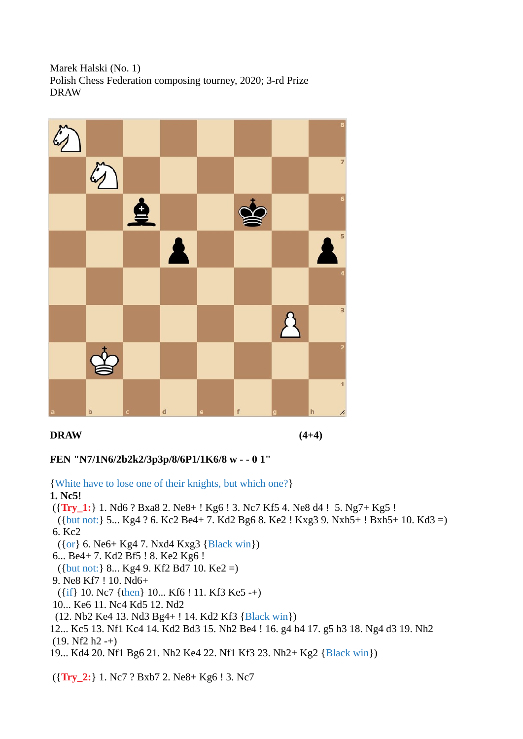Marek Halski (No. 1)
Polish Chess Federation composing tourney, 2020; 3-rd Prize
DRAW

**DRAW** **(4+4)**

**FEN "N7/1N6/2b2k2/3p3p/8/6P1/1K6/8 w - - 0 1"**

{White have to lose one of their knights, but which one?}

**1. Nc5!**

({**Try_1:**} 1. Nd6 ? Bxa8 2. Ne8+ ! Kg6 ! 3. Nc7 Kf5 4. Ne8 d4 ! 5. Ng7+ Kg5 !

({but not:} 5... Kg4 ? 6. Kc2 Be4+ 7. Kd2 Bg6 8. Ke2 ! Kxg3 9. Nxh5+ ! Bxh5+ 10. Kd3 =)

6. Kc2

({or} 6. Ne6+ Kg4 7. Nxd4 Kxg3 {Black win})

6... Be4+ 7. Kd2 Bf5 ! 8. Ke2 Kg6 !

({but not:} 8... Kg4 9. Kf2 Bd7 10. Ke2 =)

9. Ne8 Kf7 ! 10. Nd6+

({if} 10. Nc7 {then} 10... Kf6 ! 11. Kf3 Ke5 -+)

10... Ke6 11. Nc4 Kd5 12. Nd2

(12. Nb2 Ke4 13. Nd3 Bg4+ ! 14. Kd2 Kf3 {Black win})

12... Kc5 13. Nf1 Kc4 14. Kd2 Bd3 15. Nh2 Be4 ! 16. g4 h4 17. g5 h3 18. Ng4 d3 19. Nh2

(19. Nf2 h2 -+)

19... Kd4 20. Nf1 Bg6 21. Nh2 Ke4 22. Nf1 Kf3 23. Nh2+ Kg2 {Black win})

({**Try_2:**} 1. Nc7 ? Bxb7 2. Ne8+ Kg6 ! 3. Nc7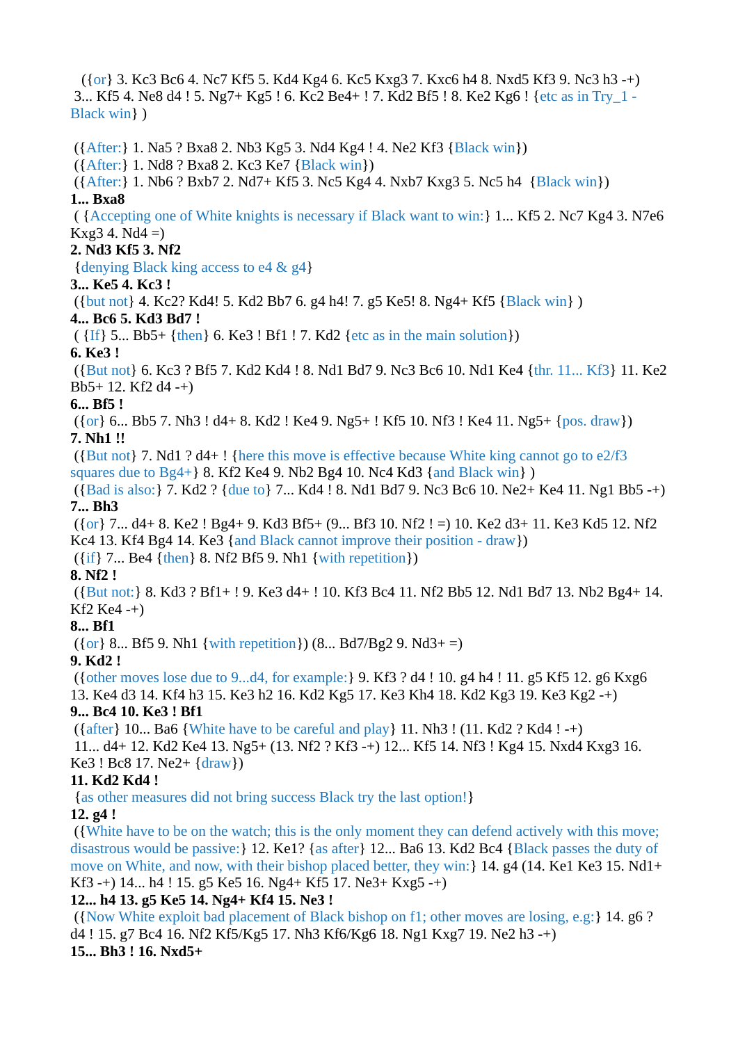({or} 3. Kc3 Bc6 4. Nc7 Kf5 5. Kd4 Kg4 6. Kc5 Kxg3 7. Kxc6 h4 8. Nxd5 Kf3 9. Nc3 h3 -+)
3... Kf5 4. Ne8 d4 ! 5. Ng7+ Kg5 ! 6. Kc2 Be4+ ! 7. Kd2 Bf5 ! 8. Ke2 Kg6 ! {etc as in Try_1 - Black win} )

({After:} 1. Na5 ? Bxa8 2. Nb3 Kg5 3. Nd4 Kg4 ! 4. Ne2 Kf3 {Black win})
({After:} 1. Nd8 ? Bxa8 2. Kc3 Ke7 {Black win})
({After:} 1. Nb6 ? Bxb7 2. Nd7+ Kf5 3. Nc5 Kg4 4. Nxb7 Kxg3 5. Nc5 h4 {Black win})

**1... Bxa8**

( {Accepting one of White knights is necessary if Black want to win:} 1... Kf5 2. Nc7 Kg4 3. N7e6 Kxg3 4. Nd4 =)

**2. Nd3 Kf5 3. Nf2**

{denying Black king access to e4 & g4}

**3... Ke5 4. Kc3 !**

({but not} 4. Kc2? Kd4! 5. Kd2 Bb7 6. g4 h4! 7. g5 Ke5! 8. Ng4+ Kf5 {Black win} )

**4... Bc6 5. Kd3 Bd7 !**

( {If} 5... Bb5+ {then} 6. Ke3 ! Bf1 ! 7. Kd2 {etc as in the main solution})

**6. Ke3 !**

({But not} 6. Kc3 ? Bf5 7. Kd2 Kd4 ! 8. Nd1 Bd7 9. Nc3 Bc6 10. Nd1 Ke4 {thr. 11... Kf3} 11. Ke2 Bb5+ 12. Kf2 d4 -+)

**6... Bf5 !**

({or} 6... Bb5 7. Nh3 ! d4+ 8. Kd2 ! Ke4 9. Ng5+ ! Kf5 10. Nf3 ! Ke4 11. Ng5+ {pos. draw})

**7. Nh1 !!**

({But not} 7. Nd1 ? d4+ ! {here this move is effective because White king cannot go to e2/f3 squares due to Bg4+} 8. Kf2 Ke4 9. Nb2 Bg4 10. Nc4 Kd3 {and Black win} )
({Bad is also:} 7. Kd2 ? {due to} 7... Kd4 ! 8. Nd1 Bd7 9. Nc3 Bc6 10. Ne2+ Ke4 11. Ng1 Bb5 -+)

**7... Bh3**

({or} 7... d4+ 8. Ke2 ! Bg4+ 9. Kd3 Bf5+ (9... Bf3 10. Nf2 ! =) 10. Ke2 d3+ 11. Ke3 Kd5 12. Nf2 Kc4 13. Kf4 Bg4 14. Ke3 {and Black cannot improve their position - draw})
({if} 7... Be4 {then} 8. Nf2 Bf5 9. Nh1 {with repetition})

**8. Nf2 !**

({But not:} 8. Kd3 ? Bf1+ ! 9. Ke3 d4+ ! 10. Kf3 Bc4 11. Nf2 Bb5 12. Nd1 Bd7 13. Nb2 Bg4+ 14. Kf2 Ke4 -+)

**8... Bf1**

({or} 8... Bf5 9. Nh1 {with repetition}) (8... Bd7/Bg2 9. Nd3+ =)

**9. Kd2 !**

({other moves lose due to 9...d4, for example:} 9. Kf3 ? d4 ! 10. g4 h4 ! 11. g5 Kf5 12. g6 Kxg6 13. Ke4 d3 14. Kf4 h3 15. Ke3 h2 16. Kd2 Kg5 17. Ke3 Kh4 18. Kd2 Kg3 19. Ke3 Kg2 -+)

**9... Bc4 10. Ke3 ! Bf1**

({after} 10... Ba6 {White have to be careful and play} 11. Nh3 ! (11. Kd2 ? Kd4 ! -+)
11... d4+ 12. Kd2 Ke4 13. Ng5+ (13. Nf2 ? Kf3 -+) 12... Kf5 14. Nf3 ! Kg4 15. Nxd4 Kxg3 16. Ke3 ! Bc8 17. Ne2+ {draw})

**11. Kd2 Kd4 !**

{as other measures did not bring success Black try the last option!}

**12. g4 !**

({White have to be on the watch; this is the only moment they can defend actively with this move; disastrous would be passive:} 12. Ke1? {as after} 12... Ba6 13. Kd2 Bc4 {Black passes the duty of move on White, and now, with their bishop placed better, they win:} 14. g4 (14. Ke1 Ke3 15. Nd1+ Kf3 -+) 14... h4 ! 15. g5 Ke5 16. Ng4+ Kf5 17. Ne3+ Kxg5 -+)

**12... h4 13. g5 Ke5 14. Ng4+ Kf4 15. Ne3 !**

({Now White exploit bad placement of Black bishop on f1; other moves are losing, e.g:} 14. g6 ? d4 ! 15. g7 Bc4 16. Nf2 Kf5/Kg5 17. Nh3 Kf6/Kg6 18. Ng1 Kxg7 19. Ne2 h3 -+)

**15... Bh3 ! 16. Nxd5+**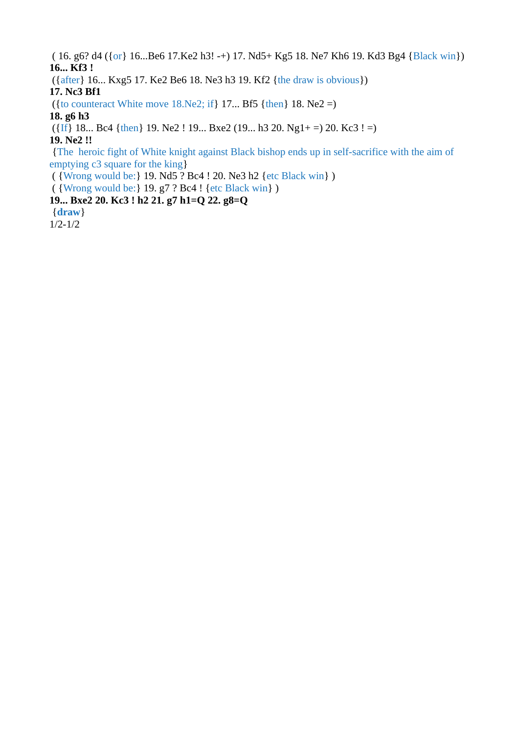( 16. g6? d4 ({or} 16...Be6 17.Ke2 h3! -+) 17. Nd5+ Kg5 18. Ne7 Kh6 19. Kd3 Bg4 {Black win})

**16... Kf3 !**

({after} 16... Kxg5 17. Ke2 Be6 18. Ne3 h3 19. Kf2 {the draw is obvious})

**17. Nc3 Bf1**

({to counteract White move 18.Ne2; if} 17... Bf5 {then} 18. Ne2 =)

**18. g6 h3**

({If} 18... Bc4 {then} 19. Ne2 ! 19... Bxe2 (19... h3 20. Ng1+ =) 20. Kc3 ! =)

**19. Ne2 !!**

{The heroic fight of White knight against Black bishop ends up in self-sacrifice with the aim of emptying c3 square for the king}

( {Wrong would be:} 19. Nd5 ? Bc4 ! 20. Ne3 h2 {etc Black win} )

( {Wrong would be:} 19. g7 ? Bc4 ! {etc Black win} )

**19... Bxe2 20. Kc3 ! h2 21. g7 h1=Q 22. g8=Q**

{**draw**}

1/2-1/2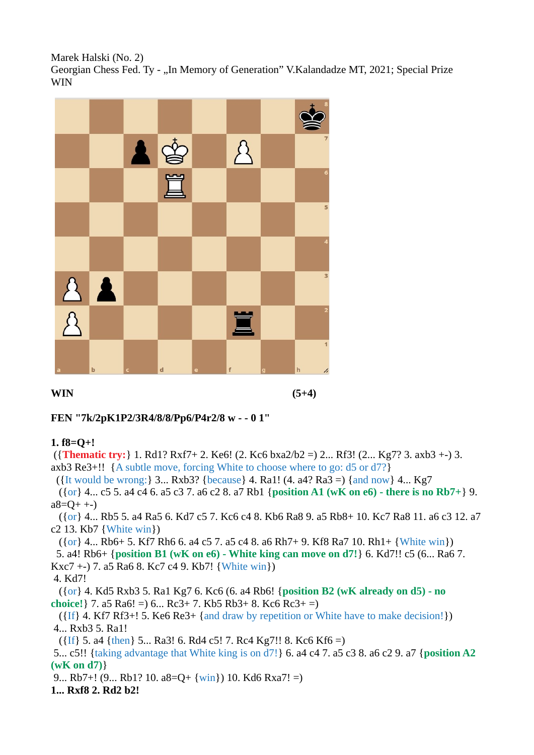Marek Halski (No. 2)
Georgian Chess Fed. Ty - „In Memory of Generation" V.Kalandadze MT, 2021; Special Prize
WIN

**WIN** **(5+4)**

**FEN "7k/2pK1P2/3R4/8/8/Pp6/P4r2/8 w - - 0 1"**

**1. f8=Q+!**
({**Thematic try:**} 1. Rd1? Rxf7+ 2. Ke6! (2. Kc6 bxa2/b2 =) 2... Rf3! (2... Kg7? 3. axb3 +-) 3. axb3 Re3+!! {A subtle move, forcing White to choose where to go: d5 or d7?}
({It would be wrong:} 3... Rxb3? {because} 4. Ra1! (4. a4? Ra3 =) {and now} 4... Kg7
({or} 4... c5 5. a4 c4 6. a5 c3 7. a6 c2 8. a7 Rb1 {**position A1 (wK on e6) - there is no Rb7+**} 9. a8=Q+ +-)
({or} 4... Rb5 5. a4 Ra5 6. Kd7 c5 7. Kc6 c4 8. Kb6 Ra8 9. a5 Rb8+ 10. Kc7 Ra8 11. a6 c3 12. a7 c2 13. Kb7 {White win})
({or} 4... Rb6+ 5. Kf7 Rh6 6. a4 c5 7. a5 c4 8. a6 Rh7+ 9. Kf8 Ra7 10. Rh1+ {White win})
5. a4! Rb6+ {**position B1 (wK on e6) - White king can move on d7!**} 6. Kd7!! c5 (6... Ra6 7. Kxc7 +-) 7. a5 Ra6 8. Kc7 c4 9. Kb7! {White win})
4. Kd7!
({or} 4. Kd5 Rxb3 5. Ra1 Kg7 6. Kc6 (6. a4 Rb6! {**position B2 (wK already on d5) - no choice!**} 7. a5 Ra6! =) 6... Rc3+ 7. Kb5 Rb3+ 8. Kc6 Rc3+ =)
({If} 4. Kf7 Rf3+! 5. Ke6 Re3+ {and draw by repetition or White have to make decision!})
4... Rxb3 5. Ra1!
({If} 5. a4 {then} 5... Ra3! 6. Rd4 c5! 7. Rc4 Kg7!! 8. Kc6 Kf6 =)
5... c5!! {taking advantage that White king is on d7!} 6. a4 c4 7. a5 c3 8. a6 c2 9. a7 {**position A2 (wK on d7)**}
9... Rb7+! (9... Rb1? 10. a8=Q+ {win}) 10. Kd6 Rxa7! =)
**1... Rxf8 2. Rd2 b2!**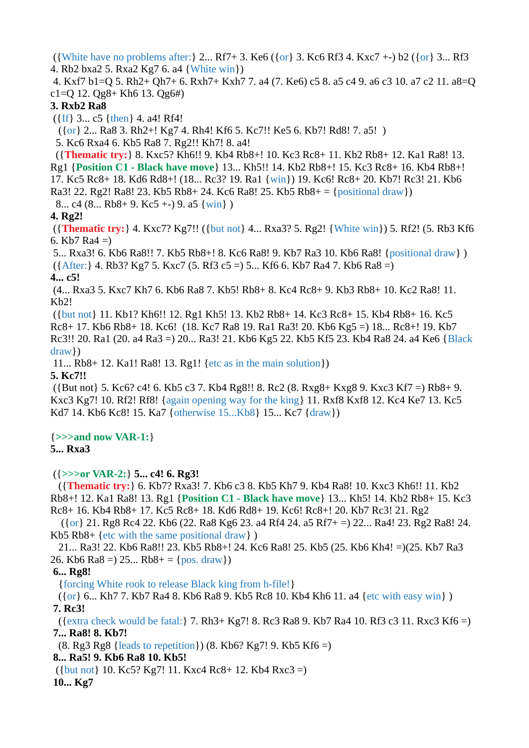({White have no problems after:} 2... Rf7+ 3. Ke6 ({or} 3. Kc6 Rf3 4. Kxc7 +-) b2 ({or} 3... Rf3 4. Rb2 bxa2 5. Rxa2 Kg7 6. a4 {White win})
4. Kxf7 b1=Q 5. Rh2+ Qh7+ 6. Rxh7+ Kxh7 7. a4 (7. Ke6) c5 8. a5 c4 9. a6 c3 10. a7 c2 11. a8=Q c1=Q 12. Qg8+ Kh6 13. Qg6#)

**3. Rxb2 Ra8**

({If} 3... c5 {then} 4. a4! Rf4!
({or} 2... Ra8 3. Rh2+! Kg7 4. Rh4! Kf6 5. Kc7!! Ke5 6. Kb7! Rd8! 7. a5! )
5. Kc6 Rxa4 6. Kb5 Ra8 7. Rg2!! Kh7! 8. a4!
({**Thematic try:**} 8. Kxc5? Kh6!! 9. Kb4 Rb8+! 10. Kc3 Rc8+ 11. Kb2 Rb8+ 12. Ka1 Ra8! 13. Rg1 {**Position C1 - Black have move**} 13... Kh5!! 14. Kb2 Rb8+! 15. Kc3 Rc8+ 16. Kb4 Rb8+! 17. Kc5 Rc8+ 18. Kd6 Rd8+! (18... Rc3? 19. Ra1 {win}) 19. Kc6! Rc8+ 20. Kb7! Rc3! 21. Kb6 Ra3! 22. Rg2! Ra8! 23. Kb5 Rb8+ 24. Kc6 Ra8! 25. Kb5 Rb8+ = {positional draw})
8... c4 (8... Rb8+ 9. Kc5 +-) 9. a5 {win} )

**4. Rg2!**

({**Thematic try:**} 4. Kxc7? Kg7!! ({but not} 4... Rxa3? 5. Rg2! {White win}) 5. Rf2! (5. Rb3 Kf6 6. Kb7 Ra4 =)
5... Rxa3! 6. Kb6 Ra8!! 7. Kb5 Rb8+! 8. Kc6 Ra8! 9. Kb7 Ra3 10. Kb6 Ra8! {positional draw} )
({After:} 4. Rb3? Kg7 5. Kxc7 (5. Rf3 c5 =) 5... Kf6 6. Kb7 Ra4 7. Kb6 Ra8 =)

**4... c5!**

(4... Rxa3 5. Kxc7 Kh7 6. Kb6 Ra8 7. Kb5! Rb8+ 8. Kc4 Rc8+ 9. Kb3 Rb8+ 10. Kc2 Ra8! 11. Kb2!
({but not} 11. Kb1? Kh6!! 12. Rg1 Kh5! 13. Kb2 Rb8+ 14. Kc3 Rc8+ 15. Kb4 Rb8+ 16. Kc5 Rc8+ 17. Kb6 Rb8+ 18. Kc6! (18. Kc7 Ra8 19. Ra1 Ra3! 20. Kb6 Kg5 =) 18... Rc8+! 19. Kb7 Rc3!! 20. Ra1 (20. a4 Ra3 =) 20... Ra3! 21. Kb6 Kg5 22. Kb5 Kf5 23. Kb4 Ra8 24. a4 Ke6 {Black draw})
11... Rb8+ 12. Ka1! Ra8! 13. Rg1! {etc as in the main solution})

**5. Kc7!!**

({But not} 5. Kc6? c4! 6. Kb5 c3 7. Kb4 Rg8!! 8. Rc2 (8. Rxg8+ Kxg8 9. Kxc3 Kf7 =) Rb8+ 9. Kxc3 Kg7! 10. Rf2! Rf8! {again opening way for the king} 11. Rxf8 Kxf8 12. Kc4 Ke7 13. Kc5 Kd7 14. Kb6 Kc8! 15. Ka7 {otherwise 15...Kb8} 15... Kc7 {draw})

{**>>>and now VAR-1:**}

**5... Rxa3**

({**>>>or VAR-2:**} **5... c4! 6. Rg3!**
({**Thematic try:**} 6. Kb7? Rxa3! 7. Kb6 c3 8. Kb5 Kh7 9. Kb4 Ra8! 10. Kxc3 Kh6!! 11. Kb2 Rb8+! 12. Ka1 Ra8! 13. Rg1 {**Position C1 - Black have move**} 13... Kh5! 14. Kb2 Rb8+ 15. Kc3 Rc8+ 16. Kb4 Rb8+ 17. Kc5 Rc8+ 18. Kd6 Rd8+ 19. Kc6! Rc8+! 20. Kb7 Rc3! 21. Rg2
({or} 21. Rg8 Rc4 22. Kb6 (22. Ra8 Kg6 23. a4 Rf4 24. a5 Rf7+ =) 22... Ra4! 23. Rg2 Ra8! 24. Kb5 Rb8+ {etc with the same positional draw} )
21... Ra3! 22. Kb6 Ra8!! 23. Kb5 Rb8+! 24. Kc6 Ra8! 25. Kb5 (25. Kb6 Kh4! =)(25. Kb7 Ra3 26. Kb6 Ra8 =) 25... Rb8+ = {pos. draw})

**6... Rg8!**

{forcing White rook to release Black king from h-file!}
({or} 6... Kh7 7. Kb7 Ra4 8. Kb6 Ra8 9. Kb5 Rc8 10. Kb4 Kh6 11. a4 {etc with easy win} )

**7. Rc3!**

({extra check would be fatal:} 7. Rh3+ Kg7! 8. Rc3 Ra8 9. Kb7 Ra4 10. Rf3 c3 11. Rxc3 Kf6 =)

**7... Ra8! 8. Kb7!**

(8. Rg3 Rg8 {leads to repetition}) (8. Kb6? Kg7! 9. Kb5 Kf6 =)

**8... Ra5! 9. Kb6 Ra8 10. Kb5!**

({but not} 10. Kc5? Kg7! 11. Kxc4 Rc8+ 12. Kb4 Rxc3 =)

**10... Kg7**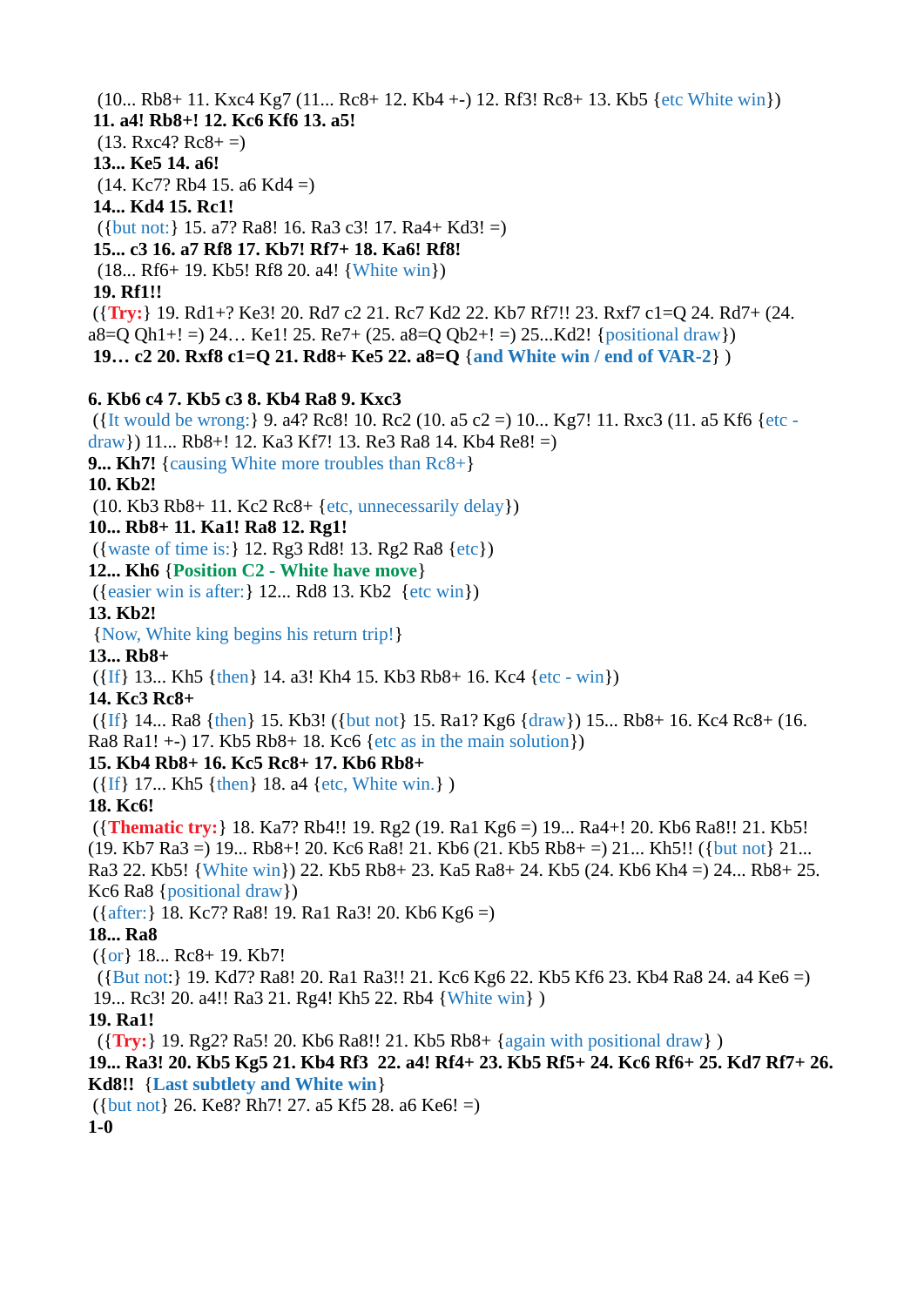(10... Rb8+ 11. Kxc4 Kg7 (11... Rc8+ 12. Kb4 +-) 12. Rf3! Rc8+ 13. Kb5 {etc White win})

**11. a4! Rb8+! 12. Kc6 Kf6 13. a5!**

(13. Rxc4? Rc8+ =)

**13... Ke5 14. a6!**

(14. Kc7? Rb4 15. a6 Kd4 =)

**14... Kd4 15. Rc1!**

({but not:} 15. a7? Ra8! 16. Ra3 c3! 17. Ra4+ Kd3! =)

**15... c3 16. a7 Rf8 17. Kb7! Rf7+ 18. Ka6! Rf8!**

(18... Rf6+ 19. Kb5! Rf8 20. a4! {White win})

**19. Rf1!!**

({**Try:**} 19. Rd1+? Ke3! 20. Rd7 c2 21. Rc7 Kd2 22. Kb7 Rf7!! 23. Rxf7 c1=Q 24. Rd7+ (24. a8=Q Qh1+! =) 24… Ke1! 25. Re7+ (25. a8=Q Qb2+! =) 25...Kd2! {positional draw})

**19… c2 20. Rxf8 c1=Q 21. Rd8+ Ke5 22. a8=Q {and White win / end of VAR-2}** )

**6. Kb6 c4 7. Kb5 c3 8. Kb4 Ra8 9. Kxc3**

({It would be wrong:} 9. a4? Rc8! 10. Rc2 (10. a5 c2 =) 10... Kg7! 11. Rxc3 (11. a5 Kf6 {etc - draw}) 11... Rb8+! 12. Ka3 Kf7! 13. Re3 Ra8 14. Kb4 Re8! =)

**9... Kh7!** {causing White more troubles than Rc8+}

**10. Kb2!**

(10. Kb3 Rb8+ 11. Kc2 Rc8+ {etc, unnecessarily delay})

**10... Rb8+ 11. Ka1! Ra8 12. Rg1!**

({waste of time is:} 12. Rg3 Rd8! 13. Rg2 Ra8 {etc})

**12... Kh6** {**Position C2 - White have move**}

({easier win is after:} 12... Rd8 13. Kb2 {etc win})

**13. Kb2!**

{Now, White king begins his return trip!}

**13... Rb8+**

({If} 13... Kh5 {then} 14. a3! Kh4 15. Kb3 Rb8+ 16. Kc4 {etc - win})

**14. Kc3 Rc8+**

({If} 14... Ra8 {then} 15. Kb3! ({but not} 15. Ra1? Kg6 {draw}) 15... Rb8+ 16. Kc4 Rc8+ (16. Ra8 Ra1! +-) 17. Kb5 Rb8+ 18. Kc6 {etc as in the main solution})

**15. Kb4 Rb8+ 16. Kc5 Rc8+ 17. Kb6 Rb8+**

({If} 17... Kh5 {then} 18. a4 {etc, White win.} )

**18. Kc6!**

({**Thematic try:**} 18. Ka7? Rb4!! 19. Rg2 (19. Ra1 Kg6 =) 19... Ra4+! 20. Kb6 Ra8!! 21. Kb5! (19. Kb7 Ra3 =) 19... Rb8+! 20. Kc6 Ra8! 21. Kb6 (21. Kb5 Rb8+ =) 21... Kh5!! ({but not} 21... Ra3 22. Kb5! {White win}) 22. Kb5 Rb8+ 23. Ka5 Ra8+ 24. Kb5 (24. Kb6 Kh4 =) 24... Rb8+ 25. Kc6 Ra8 {positional draw})

({after:} 18. Kc7? Ra8! 19. Ra1 Ra3! 20. Kb6 Kg6 =)

**18... Ra8**

({or} 18... Rc8+ 19. Kb7!

({But not:} 19. Kd7? Ra8! 20. Ra1 Ra3!! 21. Kc6 Kg6 22. Kb5 Kf6 23. Kb4 Ra8 24. a4 Ke6 =)

19... Rc3! 20. a4!! Ra3 21. Rg4! Kh5 22. Rb4 {White win} )

**19. Ra1!**

({**Try:**} 19. Rg2? Ra5! 20. Kb6 Ra8!! 21. Kb5 Rb8+ {again with positional draw} )

**19... Ra3! 20. Kb5 Kg5 21. Kb4 Rf3 22. a4! Rf4+ 23. Kb5 Rf5+ 24. Kc6 Rf6+ 25. Kd7 Rf7+ 26. Kd8!!** {**Last subtlety and White win**}

({but not} 26. Ke8? Rh7! 27. a5 Kf5 28. a6 Ke6! =)

**1-0**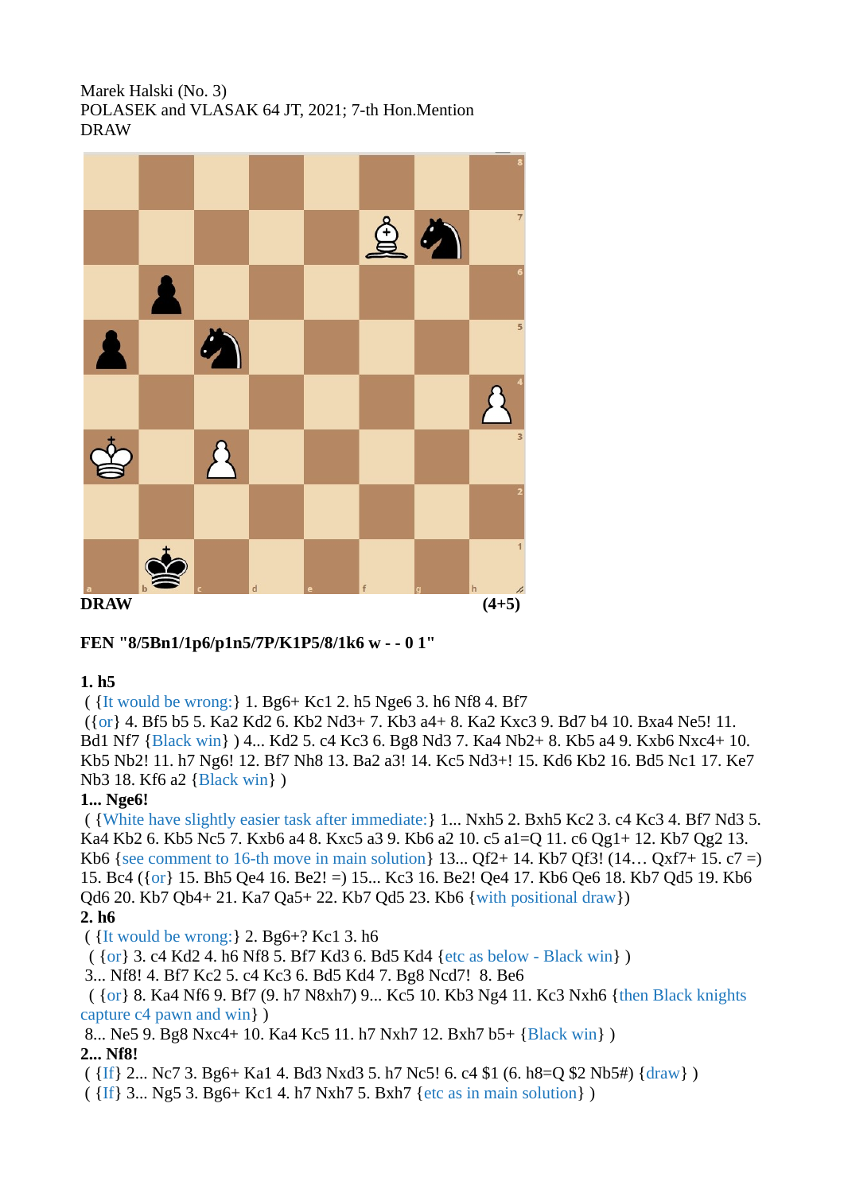Marek Halski (No. 3)
POLASEK and VLASAK 64 JT, 2021; 7-th Hon.Mention
DRAW

**DRAW** (4+5)

**FEN "8/5Bn1/1p6/p1n5/7P/K1P5/8/1k6 w - - 0 1"**

**1. h5**

( {It would be wrong:} 1. Bg6+ Kc1 2. h5 Nge6 3. h6 Nf8 4. Bf7
({or} 4. Bf5 b5 5. Ka2 Kd2 6. Kb2 Nd3+ 7. Kb3 a4+ 8. Ka2 Kxc3 9. Bd7 b4 10. Bxa4 Ne5! 11. Bd1 Nf7 {Black win} ) 4... Kd2 5. c4 Kc3 6. Bg8 Nd3 7. Ka4 Nb2+ 8. Kb5 a4 9. Kxb6 Nxc4+ 10. Kb5 Nb2! 11. h7 Ng6! 12. Bf7 Nh8 13. Ba2 a3! 14. Kc5 Nd3+! 15. Kd6 Kb2 16. Bd5 Nc1 17. Ke7 Nb3 18. Kf6 a2 {Black win} )

**1... Nge6!**

( {White have slightly easier task after immediate:} 1... Nxh5 2. Bxh5 Kc2 3. c4 Kc3 4. Bf7 Nd3 5. Ka4 Kb2 6. Kb5 Nc5 7. Kxb6 a4 8. Kxc5 a3 9. Kb6 a2 10. c5 a1=Q 11. c6 Qg1+ 12. Kb7 Qg2 13. Kb6 {see comment to 16-th move in main solution} 13... Qf2+ 14. Kb7 Qf3! (14… Qxf7+ 15. c7 =) 15. Bc4 ({or} 15. Bh5 Qe4 16. Be2! =) 15... Kc3 16. Be2! Qe4 17. Kb6 Qe6 18. Kb7 Qd5 19. Kb6 Qd6 20. Kb7 Qb4+ 21. Ka7 Qa5+ 22. Kb7 Qd5 23. Kb6 {with positional draw})

**2. h6**

( {It would be wrong:} 2. Bg6+? Kc1 3. h6
( {or} 3. c4 Kd2 4. h6 Nf8 5. Bf7 Kd3 6. Bd5 Kd4 {etc as below - Black win} )
3... Nf8! 4. Bf7 Kc2 5. c4 Kc3 6. Bd5 Kd4 7. Bg8 Ncd7! 8. Be6
( {or} 8. Ka4 Nf6 9. Bf7 (9. h7 N8xh7) 9... Kc5 10. Kb3 Ng4 11. Kc3 Nxh6 {then Black knights capture c4 pawn and win} )
8... Ne5 9. Bg8 Nxc4+ 10. Ka4 Kc5 11. h7 Nxh7 12. Bxh7 b5+ {Black win} )

**2... Nf8!**

( {If} 2... Nc7 3. Bg6+ Ka1 4. Bd3 Nxd3 5. h7 Nc5! 6. c4 $1 (6. h8=Q $2 Nb5#) {draw} )
( {If} 3... Ng5 3. Bg6+ Kc1 4. h7 Nxh7 5. Bxh7 {etc as in main solution} )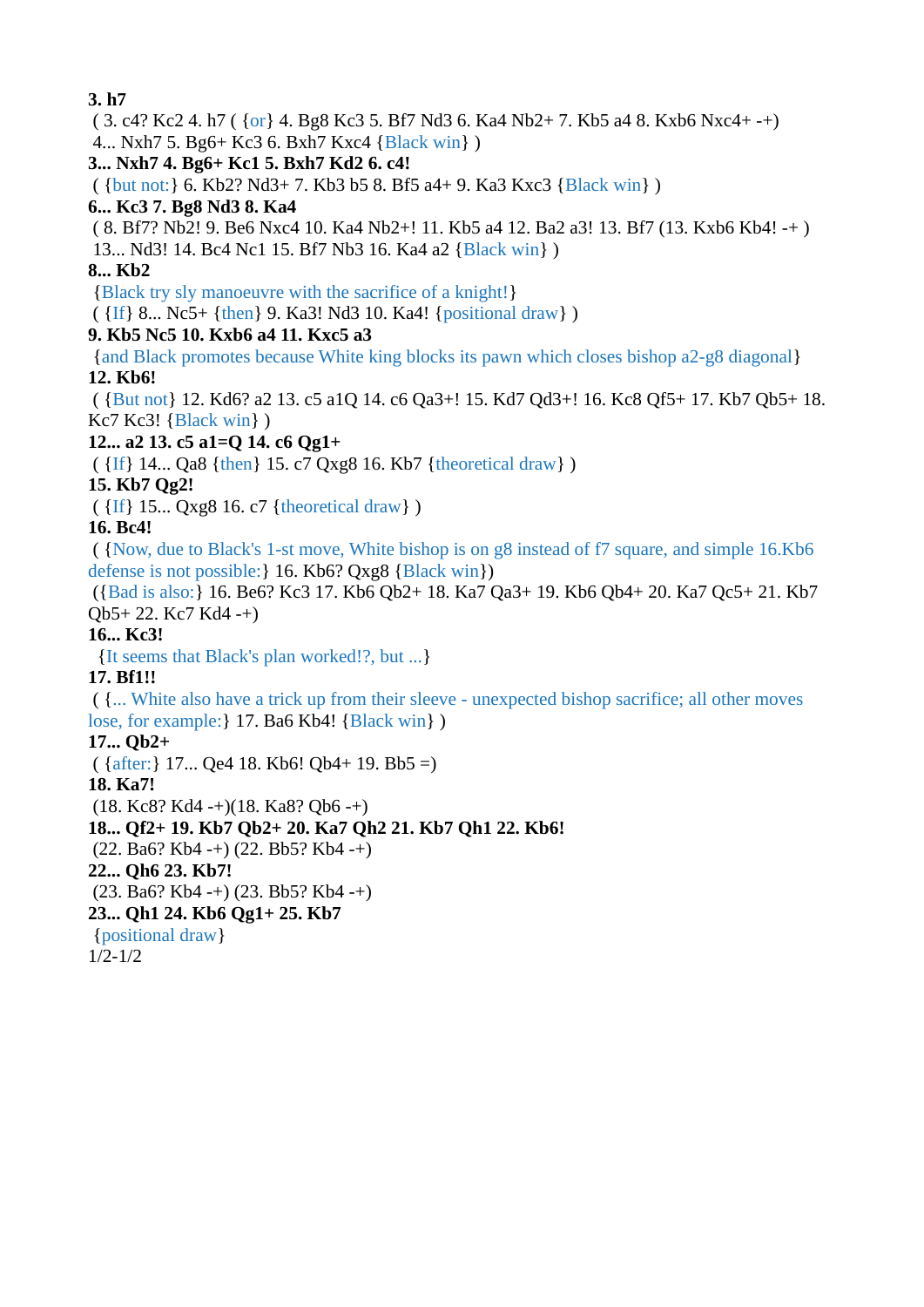**3. h7**
( 3. c4? Kc2 4. h7 ( {or} 4. Bg8 Kc3 5. Bf7 Nd3 6. Ka4 Nb2+ 7. Kb5 a4 8. Kxb6 Nxc4+ -+)
4... Nxh7 5. Bg6+ Kc3 6. Bxh7 Kxc4 {Black win} )
**3... Nxh7 4. Bg6+ Kc1 5. Bxh7 Kd2 6. c4!**
( {but not:} 6. Kb2? Nd3+ 7. Kb3 b5 8. Bf5 a4+ 9. Ka3 Kxc3 {Black win} )
**6... Kc3 7. Bg8 Nd3 8. Ka4**
( 8. Bf7? Nb2! 9. Be6 Nxc4 10. Ka4 Nb2+! 11. Kb5 a4 12. Ba2 a3! 13. Bf7 (13. Kxb6 Kb4! -+ )
13... Nd3! 14. Bc4 Nc1 15. Bf7 Nb3 16. Ka4 a2 {Black win} )
**8... Kb2**
{Black try sly manoeuvre with the sacrifice of a knight!}
( {If} 8... Nc5+ {then} 9. Ka3! Nd3 10. Ka4! {positional draw} )
**9. Kb5 Nc5 10. Kxb6 a4 11. Kxc5 a3**
{and Black promotes because White king blocks its pawn which closes bishop a2-g8 diagonal}
**12. Kb6!**
( {But not} 12. Kd6? a2 13. c5 a1Q 14. c6 Qa3+! 15. Kd7 Qd3+! 16. Kc8 Qf5+ 17. Kb7 Qb5+ 18. Kc7 Kc3! {Black win} )
**12... a2 13. c5 a1=Q 14. c6 Qg1+**
( {If} 14... Qa8 {then} 15. c7 Qxg8 16. Kb7 {theoretical draw} )
**15. Kb7 Qg2!**
( {If} 15... Qxg8 16. c7 {theoretical draw} )
**16. Bc4!**
( {Now, due to Black's 1-st move, White bishop is on g8 instead of f7 square, and simple 16.Kb6 defense is not possible:} 16. Kb6? Qxg8 {Black win})
({Bad is also:} 16. Be6? Kc3 17. Kb6 Qb2+ 18. Ka7 Qa3+ 19. Kb6 Qb4+ 20. Ka7 Qc5+ 21. Kb7 Qb5+ 22. Kc7 Kd4 -+)
**16... Kc3!**
{It seems that Black's plan worked!?, but ...}
**17. Bf1!!**
( {... White also have a trick up from their sleeve - unexpected bishop sacrifice; all other moves lose, for example:} 17. Ba6 Kb4! {Black win} )
**17... Qb2+**
( {after:} 17... Qe4 18. Kb6! Qb4+ 19. Bb5 =)
**18. Ka7!**
(18. Kc8? Kd4 -+)(18. Ka8? Qb6 -+)
**18... Qf2+ 19. Kb7 Qb2+ 20. Ka7 Qh2 21. Kb7 Qh1 22. Kb6!**
(22. Ba6? Kb4 -+) (22. Bb5? Kb4 -+)
**22... Qh6 23. Kb7!**
(23. Ba6? Kb4 -+) (23. Bb5? Kb4 -+)
**23... Qh1 24. Kb6 Qg1+ 25. Kb7**
{positional draw}
1/2-1/2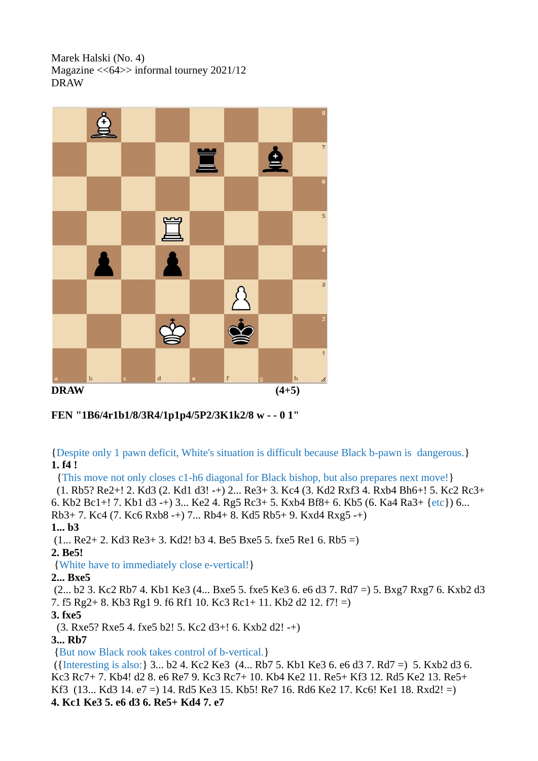Marek Halski (No. 4)
Magazine <<64>> informal tourney 2021/12
DRAW

**DRAW** **(4+5)**

**FEN "1B6/4r1b1/8/3R4/1p1p4/5P2/3K1k2/8 w - - 0 1"**

{Despite only 1 pawn deficit, White's situation is difficult because Black b-pawn is dangerous.}
**1. f4 !**
{This move not only closes c1-h6 diagonal for Black bishop, but also prepares next move!}
(1. Rb5? Re2+! 2. Kd3 (2. Kd1 d3! -+) 2... Re3+ 3. Kc4 (3. Kd2 Rxf3 4. Rxb4 Bh6+! 5. Kc2 Rc3+ 6. Kb2 Bc1+! 7. Kb1 d3 -+) 3... Ke2 4. Rg5 Rc3+ 5. Kxb4 Bf8+ 6. Kb5 (6. Ka4 Ra3+ {etc}) 6... Rb3+ 7. Kc4 (7. Kc6 Rxb8 -+) 7... Rb4+ 8. Kd5 Rb5+ 9. Kxd4 Rxg5 -+)
**1... b3**
(1... Re2+ 2. Kd3 Re3+ 3. Kd2! b3 4. Be5 Bxe5 5. fxe5 Re1 6. Rb5 =)
**2. Be5!**
{White have to immediately close e-vertical!}
**2... Bxe5**
(2... b2 3. Kc2 Rb7 4. Kb1 Ke3 (4... Bxe5 5. fxe5 Ke3 6. e6 d3 7. Rd7 =) 5. Bxg7 Rxg7 6. Kxb2 d3 7. f5 Rg2+ 8. Kb3 Rg1 9. f6 Rf1 10. Kc3 Rc1+ 11. Kb2 d2 12. f7! =)
**3. fxe5**
(3. Rxe5? Rxe5 4. fxe5 b2! 5. Kc2 d3+! 6. Kxb2 d2! -+)
**3... Rb7**
{But now Black rook takes control of b-vertical.}
({Interesting is also:} 3... b2 4. Kc2 Ke3 (4... Rb7 5. Kb1 Ke3 6. e6 d3 7. Rd7 =) 5. Kxb2 d3 6. Kc3 Rc7+ 7. Kb4! d2 8. e6 Re7 9. Kc3 Rc7+ 10. Kb4 Ke2 11. Re5+ Kf3 12. Rd5 Ke2 13. Re5+ Kf3 (13... Kd3 14. e7 =) 14. Rd5 Ke3 15. Kb5! Re7 16. Rd6 Ke2 17. Kc6! Ke1 18. Rxd2! =)
**4. Kc1 Ke3 5. e6 d3 6. Re5+ Kd4 7. e7**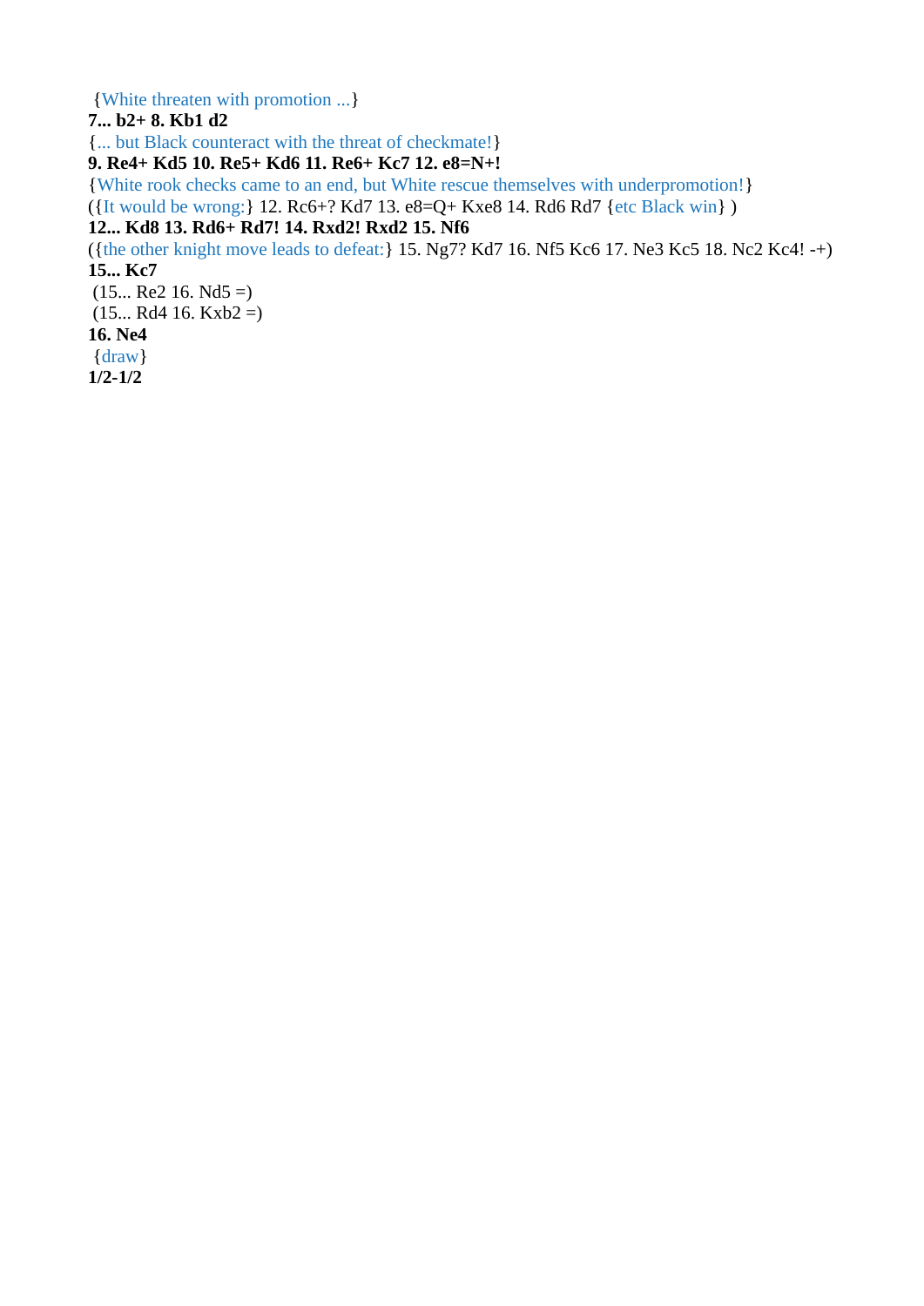{White threaten with promotion ...}
**7... b2+ 8. Kb1 d2**
{... but Black counteract with the threat of checkmate!}
**9. Re4+ Kd5 10. Re5+ Kd6 11. Re6+ Kc7 12. e8=N+!**
{White rook checks came to an end, but White rescue themselves with underpromotion!}
({It would be wrong:} 12. Rc6+? Kd7 13. e8=Q+ Kxe8 14. Rd6 Rd7 {etc Black win} )
**12... Kd8 13. Rd6+ Rd7! 14. Rxd2! Rxd2 15. Nf6**
({the other knight move leads to defeat:} 15. Ng7? Kd7 16. Nf5 Kc6 17. Ne3 Kc5 18. Nc2 Kc4! -+)
**15... Kc7**
(15... Re2 16. Nd5 =)
(15... Rd4 16. Kxb2 =)
**16. Ne4**
{draw}
**1/2-1/2**